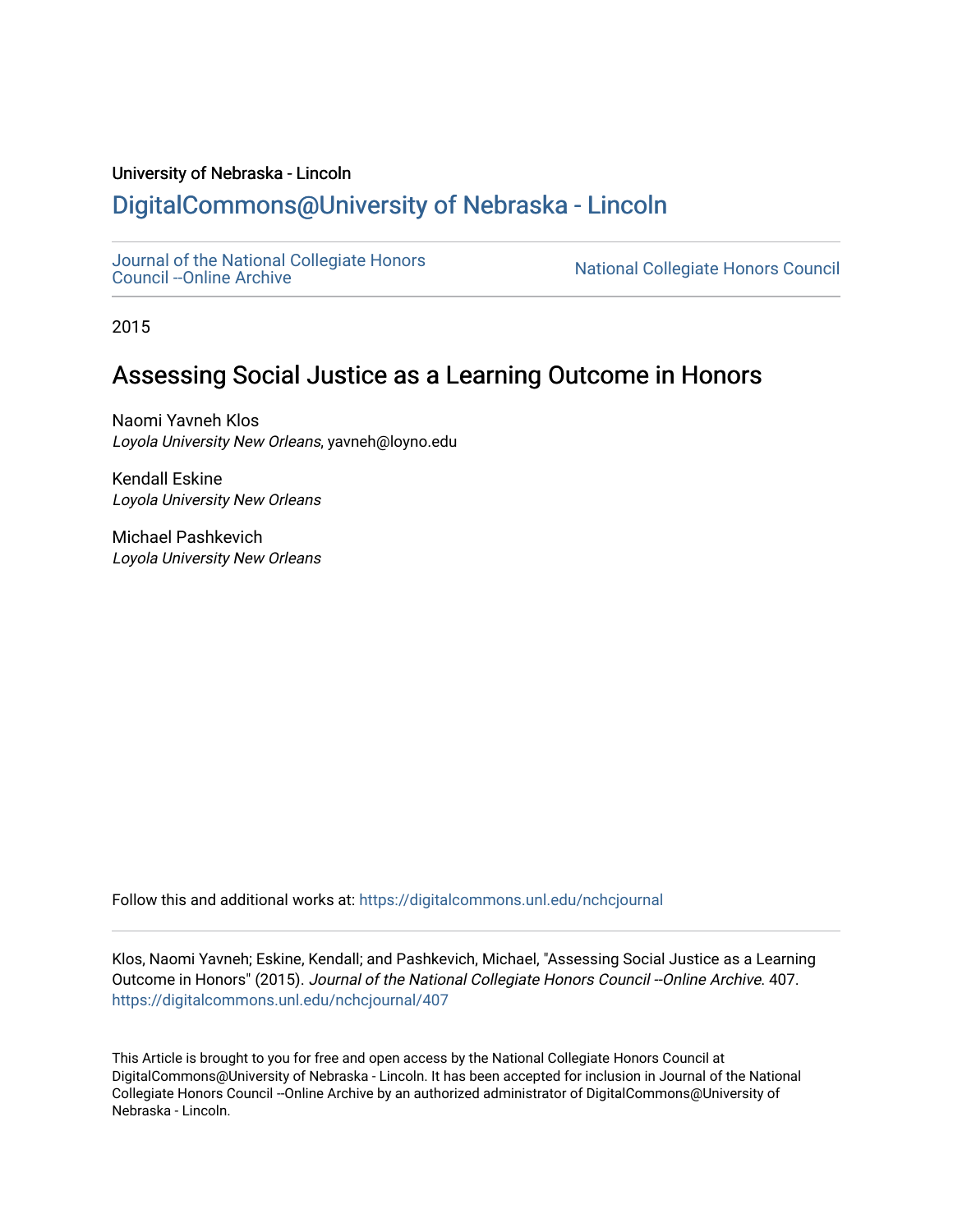University of Nebraska - Lincoln

## DigitalCommons@University of Nebraska - Lincoln

Journal of the National Collegiate Honors Council --Online Archive

National Collegiate Honors Council

2015

# Assessing Social Justice as a Learning Outcome in Honors

Naomi Yavneh Klos
*Loyola University New Orleans*, yavneh@loyno.edu

Kendall Eskine
*Loyola University New Orleans*

Michael Pashkevich
*Loyola University New Orleans*

Follow this and additional works at: https://digitalcommons.unl.edu/nchcjournal

Klos, Naomi Yavneh; Eskine, Kendall; and Pashkevich, Michael, "Assessing Social Justice as a Learning Outcome in Honors" (2015). *Journal of the National Collegiate Honors Council --Online Archive*. 407.
https://digitalcommons.unl.edu/nchcjournal/407

This Article is brought to you for free and open access by the National Collegiate Honors Council at DigitalCommons@University of Nebraska - Lincoln. It has been accepted for inclusion in Journal of the National Collegiate Honors Council --Online Archive by an authorized administrator of DigitalCommons@University of Nebraska - Lincoln.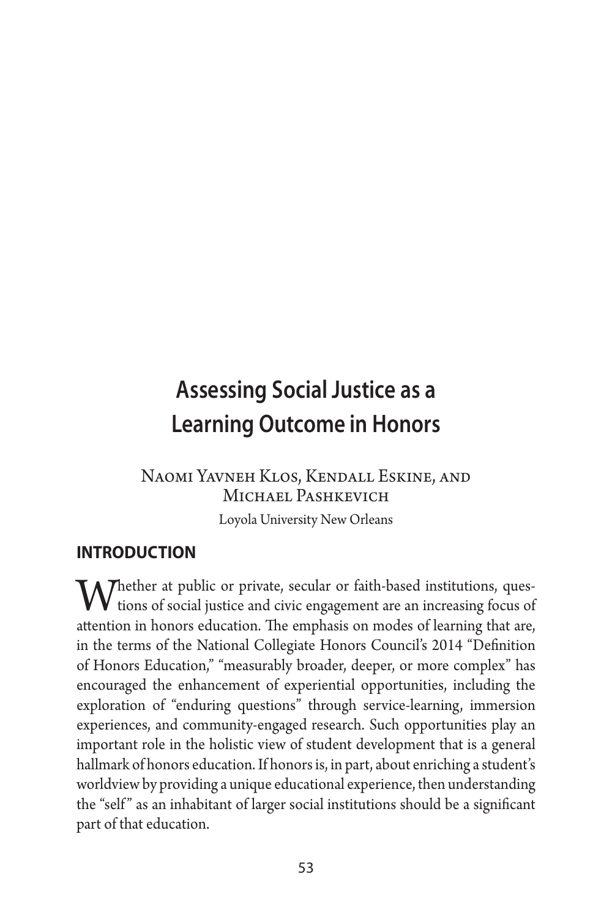# Assessing Social Justice as a Learning Outcome in Honors

Naomi Yavneh Klos, Kendall Eskine, and Michael Pashkevich

Loyola University New Orleans

## INTRODUCTION

Whether at public or private, secular or faith-based institutions, questions of social justice and civic engagement are an increasing focus of attention in honors education. The emphasis on modes of learning that are, in the terms of the National Collegiate Honors Council's 2014 "Definition of Honors Education," "measurably broader, deeper, or more complex" has encouraged the enhancement of experiential opportunities, including the exploration of "enduring questions" through service-learning, immersion experiences, and community-engaged research. Such opportunities play an important role in the holistic view of student development that is a general hallmark of honors education. If honors is, in part, about enriching a student's worldview by providing a unique educational experience, then understanding the "self" as an inhabitant of larger social institutions should be a significant part of that education.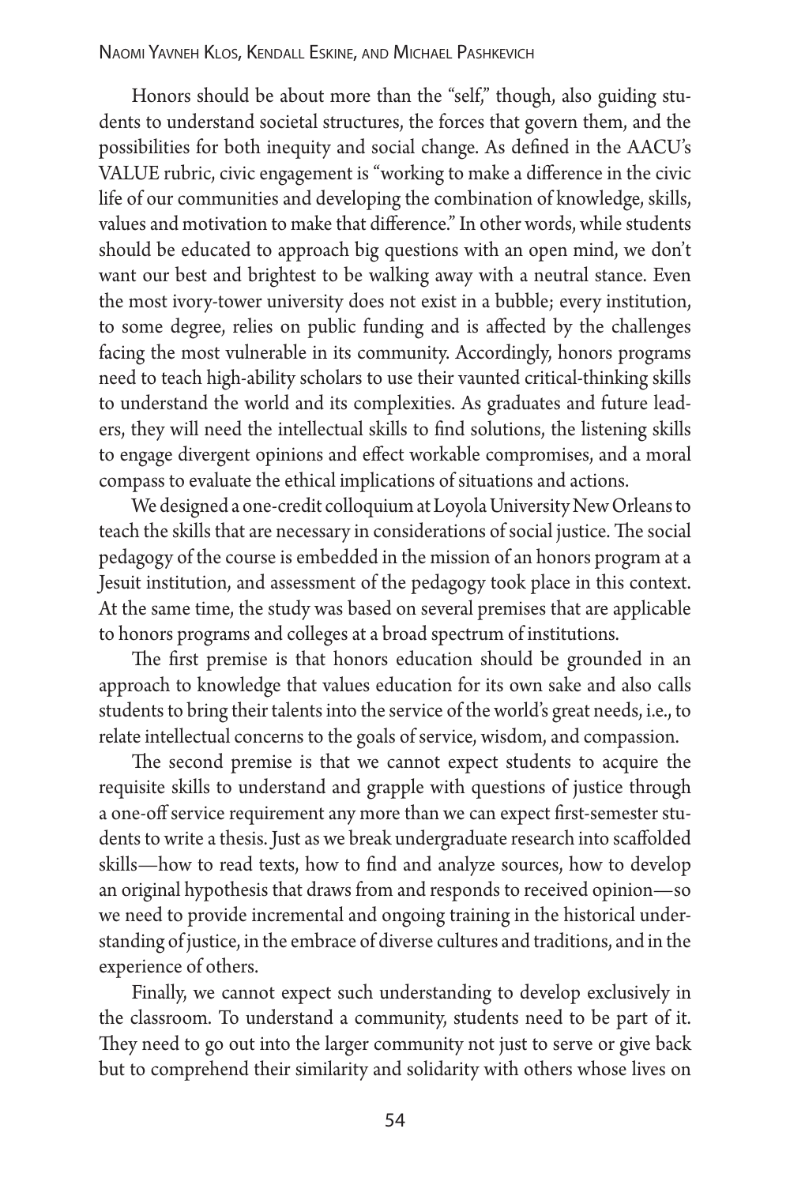Honors should be about more than the "self," though, also guiding students to understand societal structures, the forces that govern them, and the possibilities for both inequity and social change. As defined in the AACU's VALUE rubric, civic engagement is "working to make a difference in the civic life of our communities and developing the combination of knowledge, skills, values and motivation to make that difference." In other words, while students should be educated to approach big questions with an open mind, we don't want our best and brightest to be walking away with a neutral stance. Even the most ivory-tower university does not exist in a bubble; every institution, to some degree, relies on public funding and is affected by the challenges facing the most vulnerable in its community. Accordingly, honors programs need to teach high-ability scholars to use their vaunted critical-thinking skills to understand the world and its complexities. As graduates and future leaders, they will need the intellectual skills to find solutions, the listening skills to engage divergent opinions and effect workable compromises, and a moral compass to evaluate the ethical implications of situations and actions.

We designed a one-credit colloquium at Loyola University New Orleans to teach the skills that are necessary in considerations of social justice. The social pedagogy of the course is embedded in the mission of an honors program at a Jesuit institution, and assessment of the pedagogy took place in this context. At the same time, the study was based on several premises that are applicable to honors programs and colleges at a broad spectrum of institutions.

The first premise is that honors education should be grounded in an approach to knowledge that values education for its own sake and also calls students to bring their talents into the service of the world's great needs, i.e., to relate intellectual concerns to the goals of service, wisdom, and compassion.

The second premise is that we cannot expect students to acquire the requisite skills to understand and grapple with questions of justice through a one-off service requirement any more than we can expect first-semester students to write a thesis. Just as we break undergraduate research into scaffolded skills—how to read texts, how to find and analyze sources, how to develop an original hypothesis that draws from and responds to received opinion—so we need to provide incremental and ongoing training in the historical understanding of justice, in the embrace of diverse cultures and traditions, and in the experience of others.

Finally, we cannot expect such understanding to develop exclusively in the classroom. To understand a community, students need to be part of it. They need to go out into the larger community not just to serve or give back but to comprehend their similarity and solidarity with others whose lives on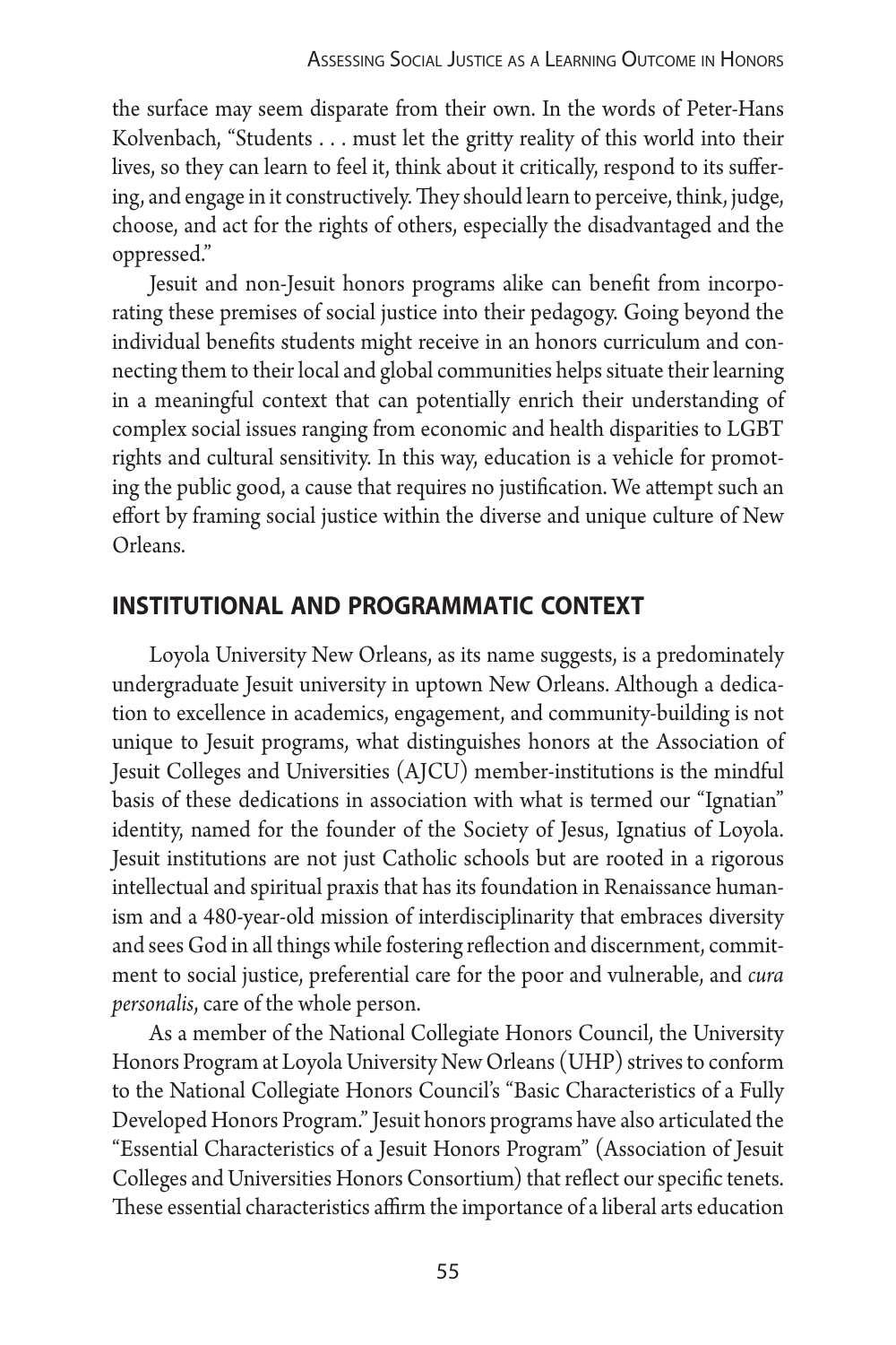the surface may seem disparate from their own. In the words of Peter-Hans Kolvenbach, "Students . . . must let the gritty reality of this world into their lives, so they can learn to feel it, think about it critically, respond to its suffering, and engage in it constructively. They should learn to perceive, think, judge, choose, and act for the rights of others, especially the disadvantaged and the oppressed."

Jesuit and non-Jesuit honors programs alike can benefit from incorporating these premises of social justice into their pedagogy. Going beyond the individual benefits students might receive in an honors curriculum and connecting them to their local and global communities helps situate their learning in a meaningful context that can potentially enrich their understanding of complex social issues ranging from economic and health disparities to LGBT rights and cultural sensitivity. In this way, education is a vehicle for promoting the public good, a cause that requires no justification. We attempt such an effort by framing social justice within the diverse and unique culture of New Orleans.

## INSTITUTIONAL AND PROGRAMMATIC CONTEXT

Loyola University New Orleans, as its name suggests, is a predominately undergraduate Jesuit university in uptown New Orleans. Although a dedication to excellence in academics, engagement, and community-building is not unique to Jesuit programs, what distinguishes honors at the Association of Jesuit Colleges and Universities (AJCU) member-institutions is the mindful basis of these dedications in association with what is termed our "Ignatian" identity, named for the founder of the Society of Jesus, Ignatius of Loyola. Jesuit institutions are not just Catholic schools but are rooted in a rigorous intellectual and spiritual praxis that has its foundation in Renaissance humanism and a 480-year-old mission of interdisciplinarity that embraces diversity and sees God in all things while fostering reflection and discernment, commitment to social justice, preferential care for the poor and vulnerable, and *cura personalis*, care of the whole person.

As a member of the National Collegiate Honors Council, the University Honors Program at Loyola University New Orleans (UHP) strives to conform to the National Collegiate Honors Council's "Basic Characteristics of a Fully Developed Honors Program." Jesuit honors programs have also articulated the "Essential Characteristics of a Jesuit Honors Program" (Association of Jesuit Colleges and Universities Honors Consortium) that reflect our specific tenets. These essential characteristics affirm the importance of a liberal arts education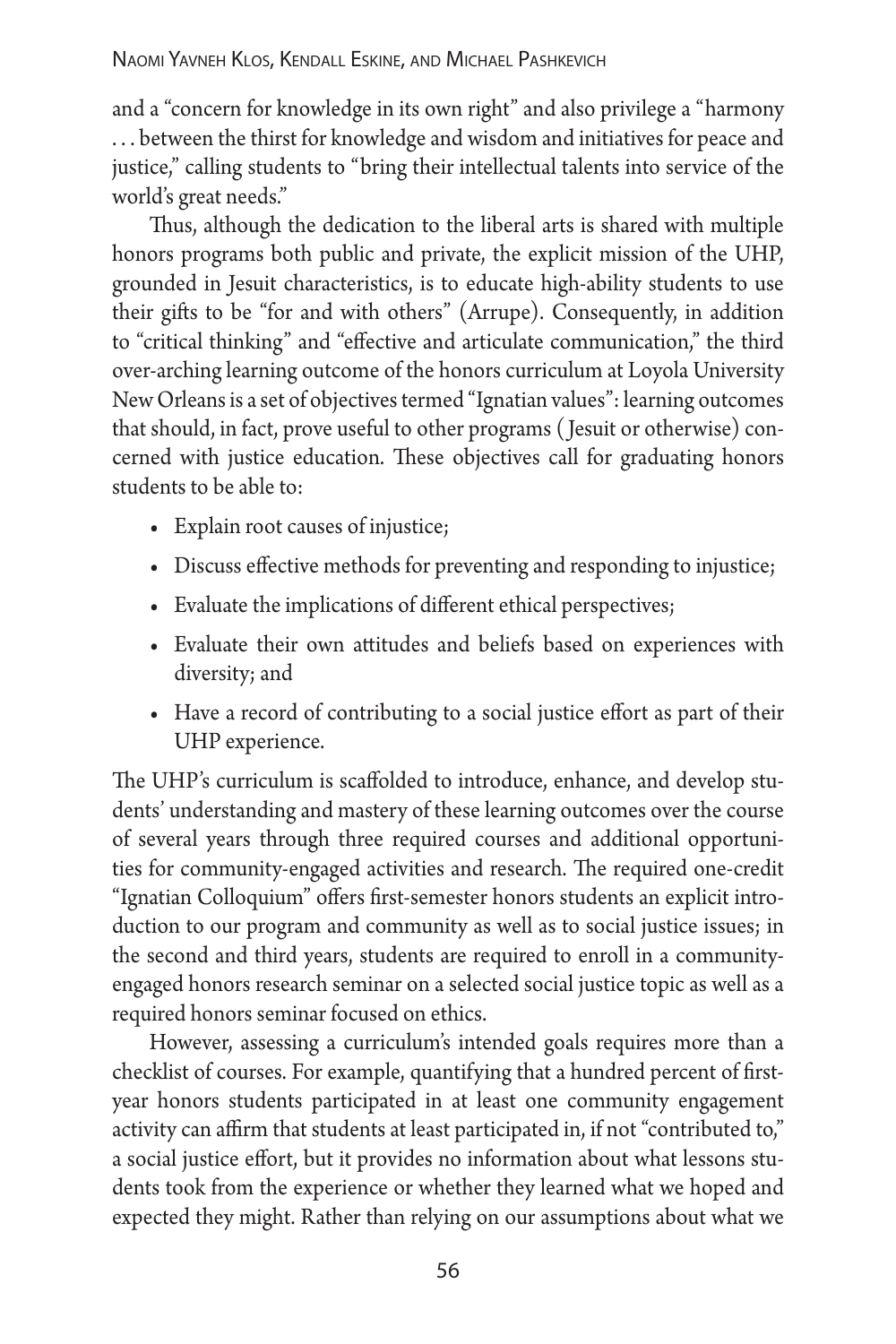and a "concern for knowledge in its own right" and also privilege a "harmony . . . between the thirst for knowledge and wisdom and initiatives for peace and justice," calling students to "bring their intellectual talents into service of the world's great needs."

Thus, although the dedication to the liberal arts is shared with multiple honors programs both public and private, the explicit mission of the UHP, grounded in Jesuit characteristics, is to educate high-ability students to use their gifts to be "for and with others" (Arrupe). Consequently, in addition to "critical thinking" and "effective and articulate communication," the third over-arching learning outcome of the honors curriculum at Loyola University New Orleans is a set of objectives termed "Ignatian values": learning outcomes that should, in fact, prove useful to other programs (Jesuit or otherwise) concerned with justice education. These objectives call for graduating honors students to be able to:

- Explain root causes of injustice;
- Discuss effective methods for preventing and responding to injustice;
- Evaluate the implications of different ethical perspectives;
- Evaluate their own attitudes and beliefs based on experiences with diversity; and
- Have a record of contributing to a social justice effort as part of their UHP experience.

The UHP's curriculum is scaffolded to introduce, enhance, and develop students' understanding and mastery of these learning outcomes over the course of several years through three required courses and additional opportunities for community-engaged activities and research. The required one-credit "Ignatian Colloquium" offers first-semester honors students an explicit introduction to our program and community as well as to social justice issues; in the second and third years, students are required to enroll in a community-engaged honors research seminar on a selected social justice topic as well as a required honors seminar focused on ethics.

However, assessing a curriculum's intended goals requires more than a checklist of courses. For example, quantifying that a hundred percent of first-year honors students participated in at least one community engagement activity can affirm that students at least participated in, if not "contributed to," a social justice effort, but it provides no information about what lessons students took from the experience or whether they learned what we hoped and expected they might. Rather than relying on our assumptions about what we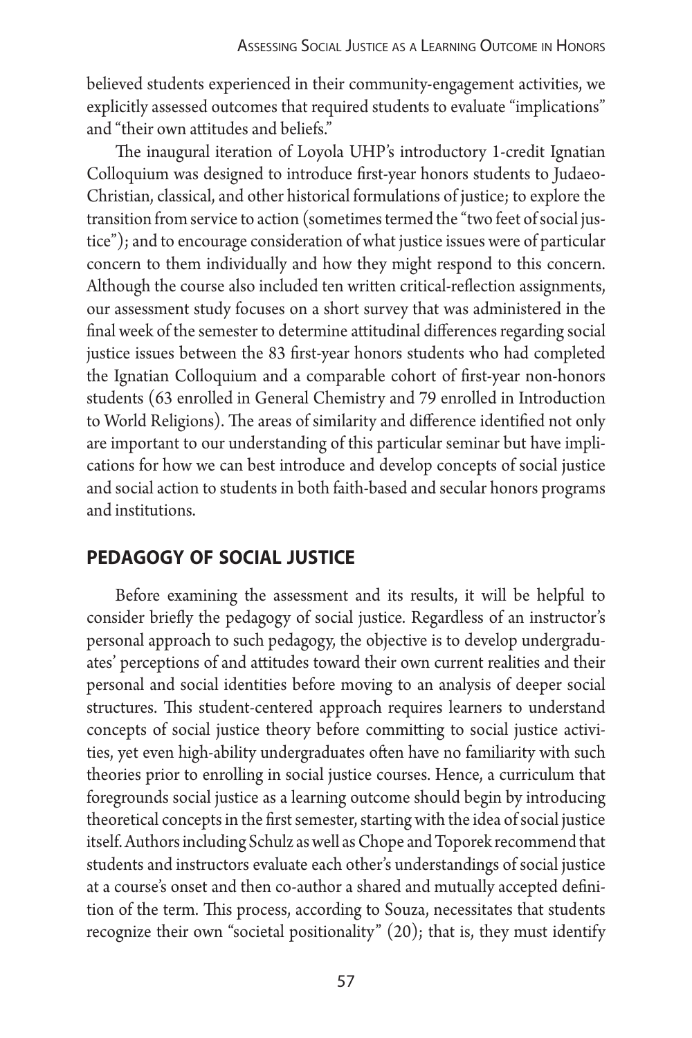believed students experienced in their community-engagement activities, we explicitly assessed outcomes that required students to evaluate "implications" and "their own attitudes and beliefs."

The inaugural iteration of Loyola UHP's introductory 1-credit Ignatian Colloquium was designed to introduce first-year honors students to Judaeo-Christian, classical, and other historical formulations of justice; to explore the transition from service to action (sometimes termed the "two feet of social justice"); and to encourage consideration of what justice issues were of particular concern to them individually and how they might respond to this concern. Although the course also included ten written critical-reflection assignments, our assessment study focuses on a short survey that was administered in the final week of the semester to determine attitudinal differences regarding social justice issues between the 83 first-year honors students who had completed the Ignatian Colloquium and a comparable cohort of first-year non-honors students (63 enrolled in General Chemistry and 79 enrolled in Introduction to World Religions). The areas of similarity and difference identified not only are important to our understanding of this particular seminar but have implications for how we can best introduce and develop concepts of social justice and social action to students in both faith-based and secular honors programs and institutions.

## PEDAGOGY OF SOCIAL JUSTICE

Before examining the assessment and its results, it will be helpful to consider briefly the pedagogy of social justice. Regardless of an instructor's personal approach to such pedagogy, the objective is to develop undergraduates' perceptions of and attitudes toward their own current realities and their personal and social identities before moving to an analysis of deeper social structures. This student-centered approach requires learners to understand concepts of social justice theory before committing to social justice activities, yet even high-ability undergraduates often have no familiarity with such theories prior to enrolling in social justice courses. Hence, a curriculum that foregrounds social justice as a learning outcome should begin by introducing theoretical concepts in the first semester, starting with the idea of social justice itself. Authors including Schulz as well as Chope and Toporek recommend that students and instructors evaluate each other's understandings of social justice at a course's onset and then co-author a shared and mutually accepted definition of the term. This process, according to Souza, necessitates that students recognize their own "societal positionality" (20); that is, they must identify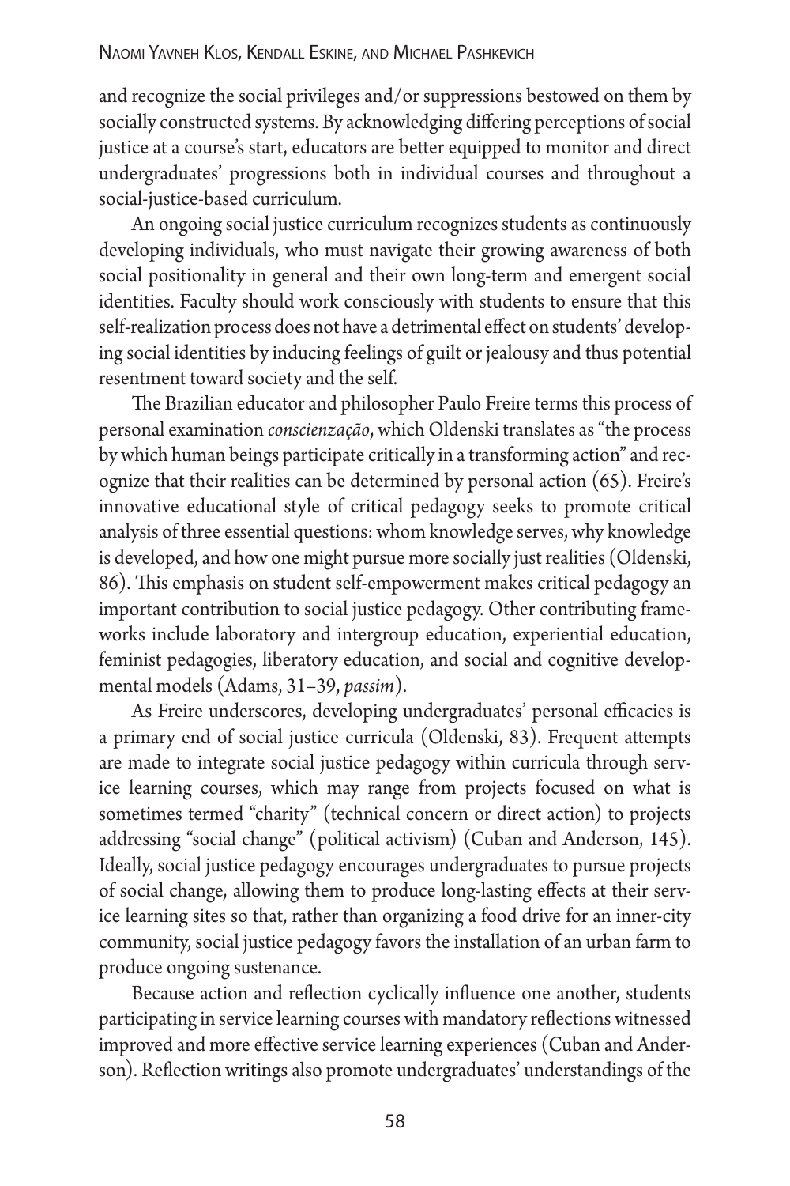and recognize the social privileges and/or suppressions bestowed on them by socially constructed systems. By acknowledging differing perceptions of social justice at a course's start, educators are better equipped to monitor and direct undergraduates' progressions both in individual courses and throughout a social-justice-based curriculum.

An ongoing social justice curriculum recognizes students as continuously developing individuals, who must navigate their growing awareness of both social positionality in general and their own long-term and emergent social identities. Faculty should work consciously with students to ensure that this self-realization process does not have a detrimental effect on students' developing social identities by inducing feelings of guilt or jealousy and thus potential resentment toward society and the self.

The Brazilian educator and philosopher Paulo Freire terms this process of personal examination *conscienzação*, which Oldenski translates as "the process by which human beings participate critically in a transforming action" and recognize that their realities can be determined by personal action (65). Freire's innovative educational style of critical pedagogy seeks to promote critical analysis of three essential questions: whom knowledge serves, why knowledge is developed, and how one might pursue more socially just realities (Oldenski, 86). This emphasis on student self-empowerment makes critical pedagogy an important contribution to social justice pedagogy. Other contributing frameworks include laboratory and intergroup education, experiential education, feminist pedagogies, liberatory education, and social and cognitive developmental models (Adams, 31–39, *passim*).

As Freire underscores, developing undergraduates' personal efficacies is a primary end of social justice curricula (Oldenski, 83). Frequent attempts are made to integrate social justice pedagogy within curricula through service learning courses, which may range from projects focused on what is sometimes termed "charity" (technical concern or direct action) to projects addressing "social change" (political activism) (Cuban and Anderson, 145). Ideally, social justice pedagogy encourages undergraduates to pursue projects of social change, allowing them to produce long-lasting effects at their service learning sites so that, rather than organizing a food drive for an inner-city community, social justice pedagogy favors the installation of an urban farm to produce ongoing sustenance.

Because action and reflection cyclically influence one another, students participating in service learning courses with mandatory reflections witnessed improved and more effective service learning experiences (Cuban and Anderson). Reflection writings also promote undergraduates' understandings of the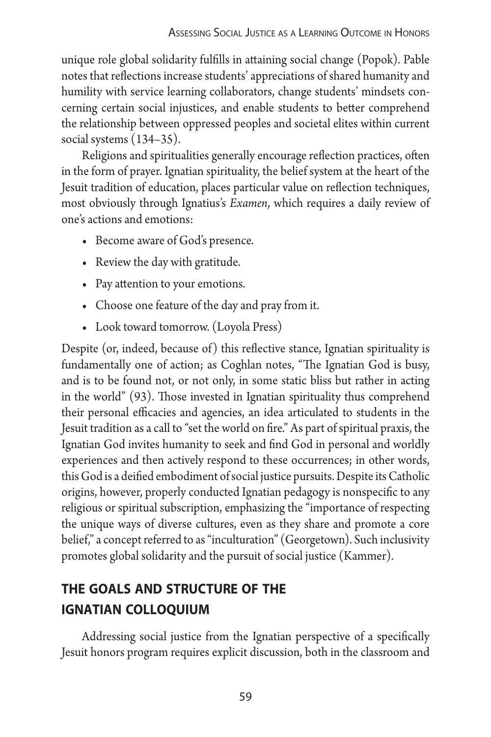unique role global solidarity fulfills in attaining social change (Popok). Pable notes that reflections increase students' appreciations of shared humanity and humility with service learning collaborators, change students' mindsets concerning certain social injustices, and enable students to better comprehend the relationship between oppressed peoples and societal elites within current social systems (134–35).

Religions and spiritualities generally encourage reflection practices, often in the form of prayer. Ignatian spirituality, the belief system at the heart of the Jesuit tradition of education, places particular value on reflection techniques, most obviously through Ignatius's *Examen*, which requires a daily review of one's actions and emotions:

- Become aware of God's presence.
- Review the day with gratitude.
- Pay attention to your emotions.
- Choose one feature of the day and pray from it.
- Look toward tomorrow. (Loyola Press)

Despite (or, indeed, because of) this reflective stance, Ignatian spirituality is fundamentally one of action; as Coghlan notes, "The Ignatian God is busy, and is to be found not, or not only, in some static bliss but rather in acting in the world" (93). Those invested in Ignatian spirituality thus comprehend their personal efficacies and agencies, an idea articulated to students in the Jesuit tradition as a call to "set the world on fire." As part of spiritual praxis, the Ignatian God invites humanity to seek and find God in personal and worldly experiences and then actively respond to these occurrences; in other words, this God is a deified embodiment of social justice pursuits. Despite its Catholic origins, however, properly conducted Ignatian pedagogy is nonspecific to any religious or spiritual subscription, emphasizing the "importance of respecting the unique ways of diverse cultures, even as they share and promote a core belief," a concept referred to as "inculturation" (Georgetown). Such inclusivity promotes global solidarity and the pursuit of social justice (Kammer).

## THE GOALS AND STRUCTURE OF THE IGNATIAN COLLOQUIUM

Addressing social justice from the Ignatian perspective of a specifically Jesuit honors program requires explicit discussion, both in the classroom and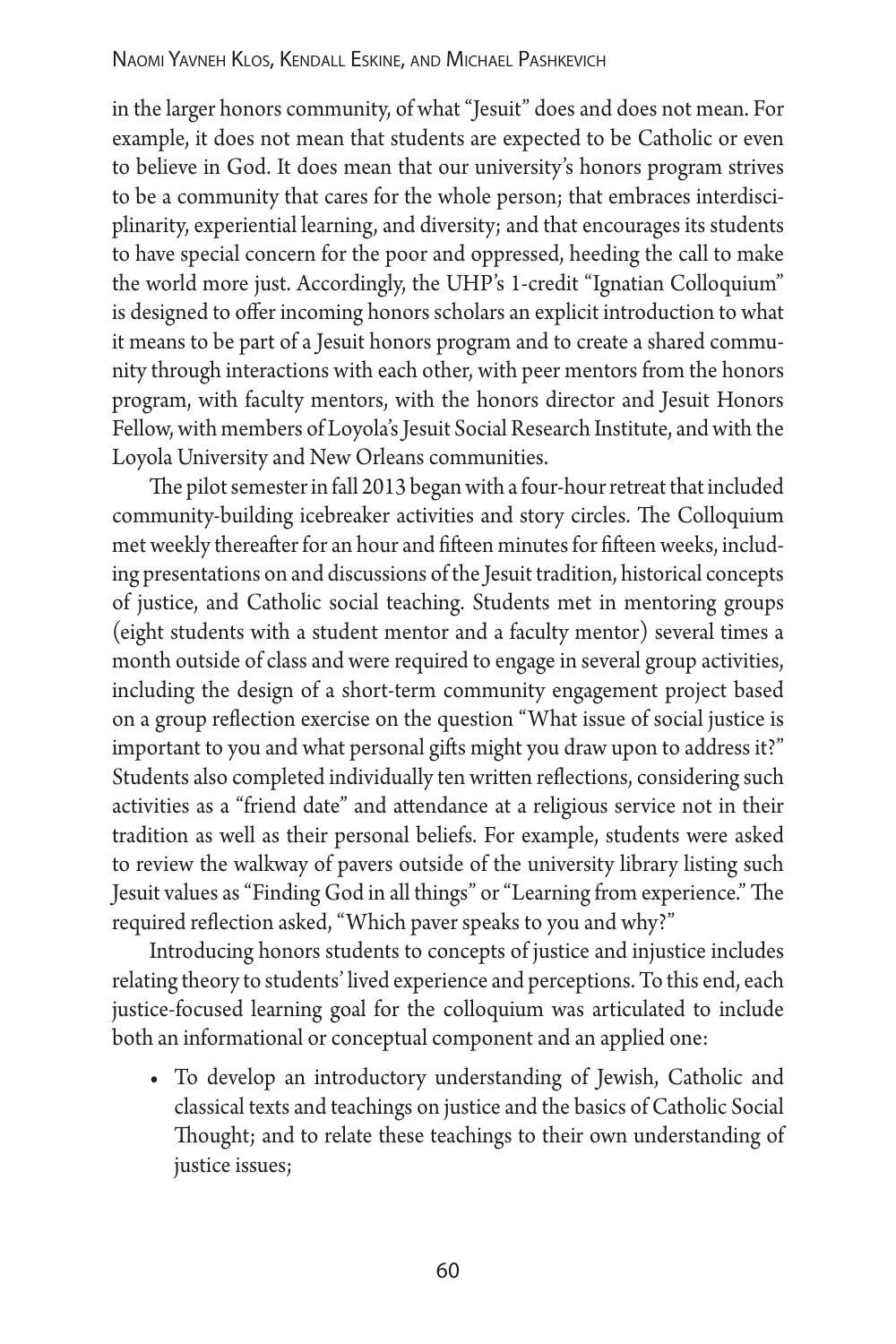in the larger honors community, of what "Jesuit" does and does not mean. For example, it does not mean that students are expected to be Catholic or even to believe in God. It does mean that our university's honors program strives to be a community that cares for the whole person; that embraces interdisciplinarity, experiential learning, and diversity; and that encourages its students to have special concern for the poor and oppressed, heeding the call to make the world more just. Accordingly, the UHP's 1-credit "Ignatian Colloquium" is designed to offer incoming honors scholars an explicit introduction to what it means to be part of a Jesuit honors program and to create a shared community through interactions with each other, with peer mentors from the honors program, with faculty mentors, with the honors director and Jesuit Honors Fellow, with members of Loyola's Jesuit Social Research Institute, and with the Loyola University and New Orleans communities.

The pilot semester in fall 2013 began with a four-hour retreat that included community-building icebreaker activities and story circles. The Colloquium met weekly thereafter for an hour and fifteen minutes for fifteen weeks, including presentations on and discussions of the Jesuit tradition, historical concepts of justice, and Catholic social teaching. Students met in mentoring groups (eight students with a student mentor and a faculty mentor) several times a month outside of class and were required to engage in several group activities, including the design of a short-term community engagement project based on a group reflection exercise on the question "What issue of social justice is important to you and what personal gifts might you draw upon to address it?" Students also completed individually ten written reflections, considering such activities as a "friend date" and attendance at a religious service not in their tradition as well as their personal beliefs. For example, students were asked to review the walkway of pavers outside of the university library listing such Jesuit values as "Finding God in all things" or "Learning from experience." The required reflection asked, "Which paver speaks to you and why?"

Introducing honors students to concepts of justice and injustice includes relating theory to students' lived experience and perceptions. To this end, each justice-focused learning goal for the colloquium was articulated to include both an informational or conceptual component and an applied one:

- To develop an introductory understanding of Jewish, Catholic and classical texts and teachings on justice and the basics of Catholic Social Thought; and to relate these teachings to their own understanding of justice issues;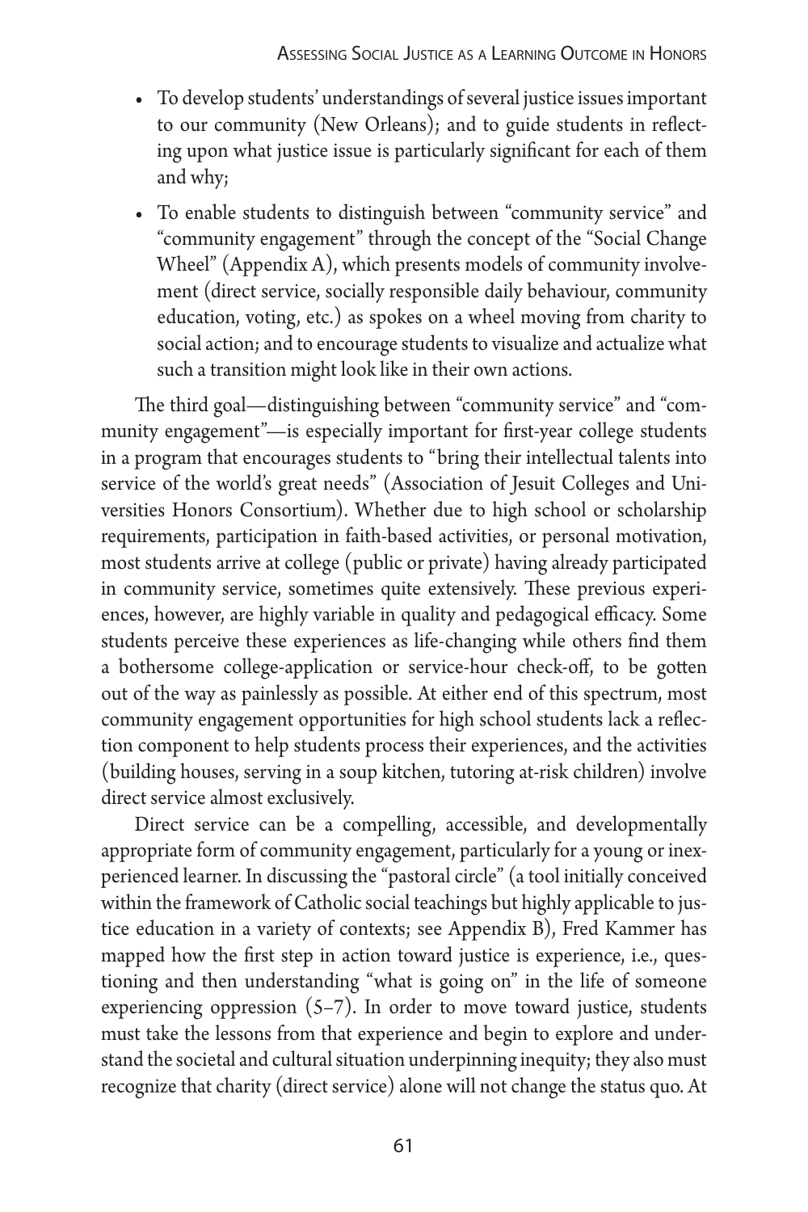- To develop students' understandings of several justice issues important to our community (New Orleans); and to guide students in reflecting upon what justice issue is particularly significant for each of them and why;
- To enable students to distinguish between "community service" and "community engagement" through the concept of the "Social Change Wheel" (Appendix A), which presents models of community involvement (direct service, socially responsible daily behaviour, community education, voting, etc.) as spokes on a wheel moving from charity to social action; and to encourage students to visualize and actualize what such a transition might look like in their own actions.

The third goal—distinguishing between "community service" and "community engagement"—is especially important for first-year college students in a program that encourages students to "bring their intellectual talents into service of the world's great needs" (Association of Jesuit Colleges and Universities Honors Consortium). Whether due to high school or scholarship requirements, participation in faith-based activities, or personal motivation, most students arrive at college (public or private) having already participated in community service, sometimes quite extensively. These previous experiences, however, are highly variable in quality and pedagogical efficacy. Some students perceive these experiences as life-changing while others find them a bothersome college-application or service-hour check-off, to be gotten out of the way as painlessly as possible. At either end of this spectrum, most community engagement opportunities for high school students lack a reflection component to help students process their experiences, and the activities (building houses, serving in a soup kitchen, tutoring at-risk children) involve direct service almost exclusively.

Direct service can be a compelling, accessible, and developmentally appropriate form of community engagement, particularly for a young or inexperienced learner. In discussing the "pastoral circle" (a tool initially conceived within the framework of Catholic social teachings but highly applicable to justice education in a variety of contexts; see Appendix B), Fred Kammer has mapped how the first step in action toward justice is experience, i.e., questioning and then understanding "what is going on" in the life of someone experiencing oppression (5–7). In order to move toward justice, students must take the lessons from that experience and begin to explore and understand the societal and cultural situation underpinning inequity; they also must recognize that charity (direct service) alone will not change the status quo. At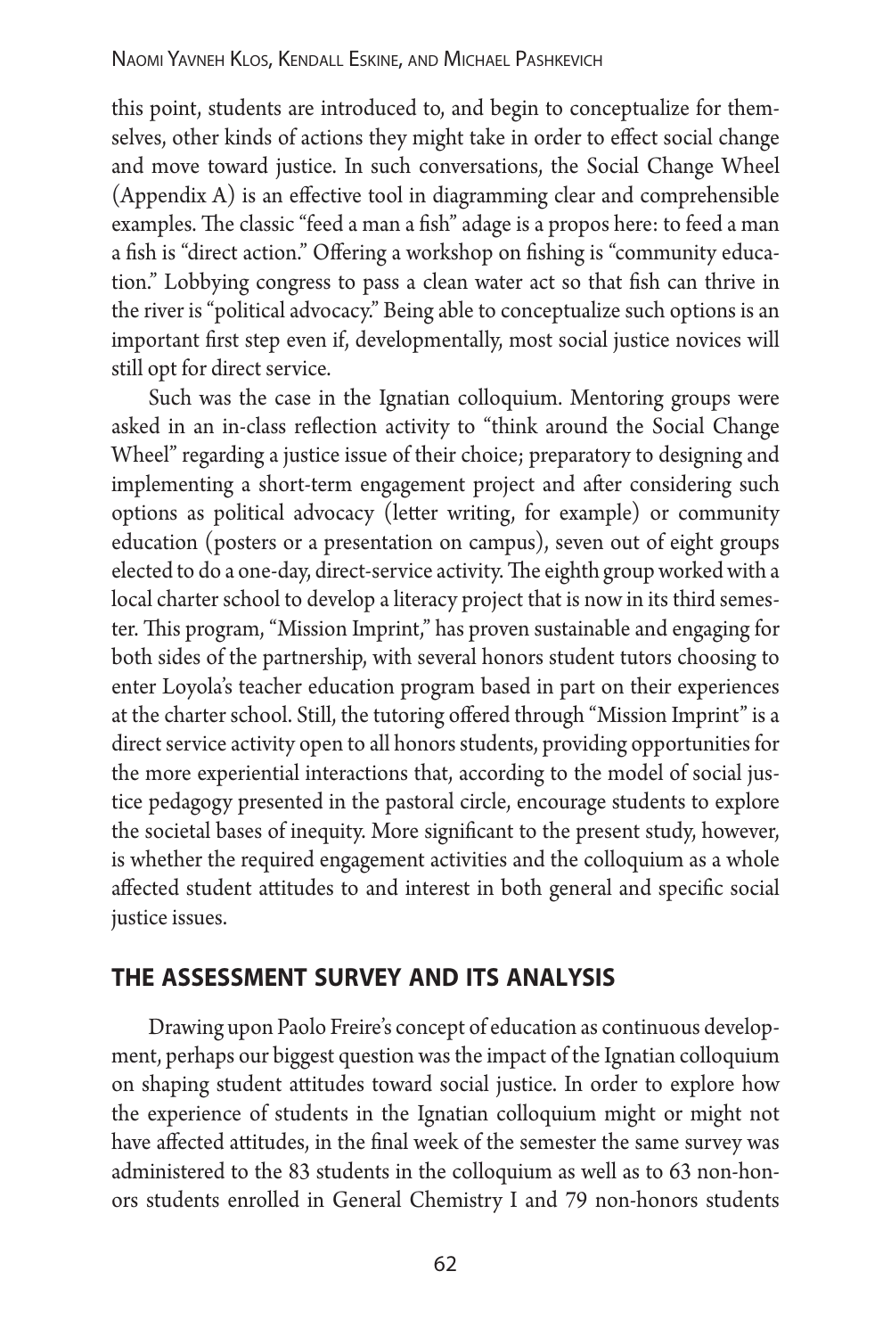this point, students are introduced to, and begin to conceptualize for themselves, other kinds of actions they might take in order to effect social change and move toward justice. In such conversations, the Social Change Wheel (Appendix A) is an effective tool in diagramming clear and comprehensible examples. The classic "feed a man a fish" adage is a propos here: to feed a man a fish is "direct action." Offering a workshop on fishing is "community education." Lobbying congress to pass a clean water act so that fish can thrive in the river is "political advocacy." Being able to conceptualize such options is an important first step even if, developmentally, most social justice novices will still opt for direct service.

Such was the case in the Ignatian colloquium. Mentoring groups were asked in an in-class reflection activity to "think around the Social Change Wheel" regarding a justice issue of their choice; preparatory to designing and implementing a short-term engagement project and after considering such options as political advocacy (letter writing, for example) or community education (posters or a presentation on campus), seven out of eight groups elected to do a one-day, direct-service activity. The eighth group worked with a local charter school to develop a literacy project that is now in its third semester. This program, "Mission Imprint," has proven sustainable and engaging for both sides of the partnership, with several honors student tutors choosing to enter Loyola's teacher education program based in part on their experiences at the charter school. Still, the tutoring offered through "Mission Imprint" is a direct service activity open to all honors students, providing opportunities for the more experiential interactions that, according to the model of social justice pedagogy presented in the pastoral circle, encourage students to explore the societal bases of inequity. More significant to the present study, however, is whether the required engagement activities and the colloquium as a whole affected student attitudes to and interest in both general and specific social justice issues.

## THE ASSESSMENT SURVEY AND ITS ANALYSIS

Drawing upon Paolo Freire's concept of education as continuous development, perhaps our biggest question was the impact of the Ignatian colloquium on shaping student attitudes toward social justice. In order to explore how the experience of students in the Ignatian colloquium might or might not have affected attitudes, in the final week of the semester the same survey was administered to the 83 students in the colloquium as well as to 63 non-honors students enrolled in General Chemistry I and 79 non-honors students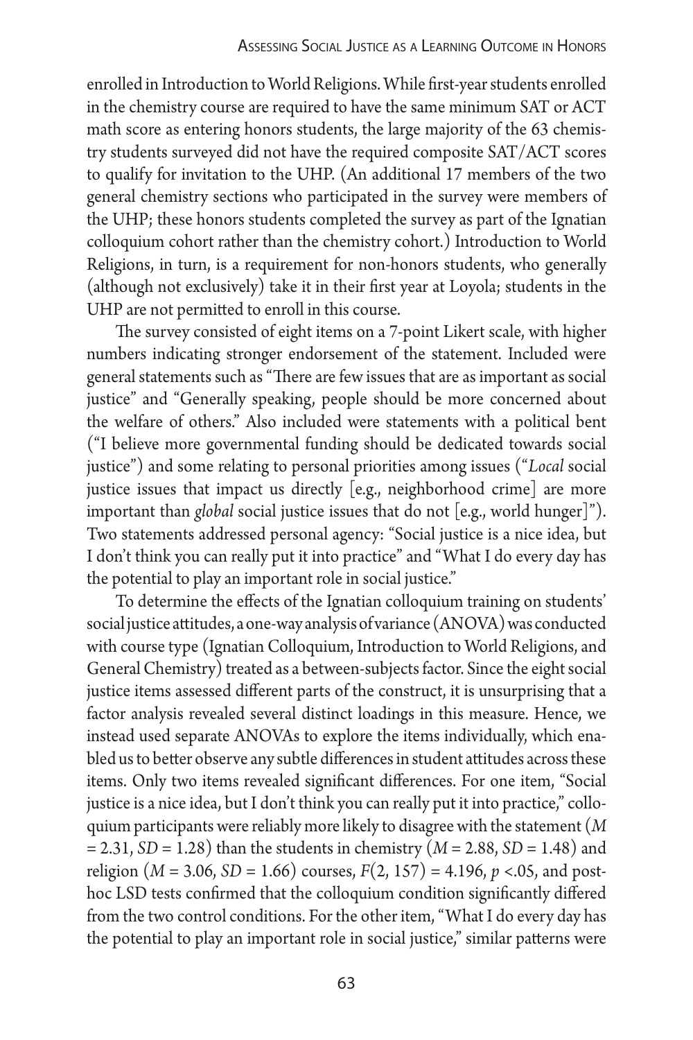enrolled in Introduction to World Religions. While first-year students enrolled in the chemistry course are required to have the same minimum SAT or ACT math score as entering honors students, the large majority of the 63 chemistry students surveyed did not have the required composite SAT/ACT scores to qualify for invitation to the UHP. (An additional 17 members of the two general chemistry sections who participated in the survey were members of the UHP; these honors students completed the survey as part of the Ignatian colloquium cohort rather than the chemistry cohort.) Introduction to World Religions, in turn, is a requirement for non-honors students, who generally (although not exclusively) take it in their first year at Loyola; students in the UHP are not permitted to enroll in this course.

The survey consisted of eight items on a 7-point Likert scale, with higher numbers indicating stronger endorsement of the statement. Included were general statements such as "There are few issues that are as important as social justice" and "Generally speaking, people should be more concerned about the welfare of others." Also included were statements with a political bent ("I believe more governmental funding should be dedicated towards social justice") and some relating to personal priorities among issues ("*Local* social justice issues that impact us directly [e.g., neighborhood crime] are more important than *global* social justice issues that do not [e.g., world hunger]"). Two statements addressed personal agency: "Social justice is a nice idea, but I don't think you can really put it into practice" and "What I do every day has the potential to play an important role in social justice."

To determine the effects of the Ignatian colloquium training on students' social justice attitudes, a one-way analysis of variance (ANOVA) was conducted with course type (Ignatian Colloquium, Introduction to World Religions, and General Chemistry) treated as a between-subjects factor. Since the eight social justice items assessed different parts of the construct, it is unsurprising that a factor analysis revealed several distinct loadings in this measure. Hence, we instead used separate ANOVAs to explore the items individually, which enabled us to better observe any subtle differences in student attitudes across these items. Only two items revealed significant differences. For one item, "Social justice is a nice idea, but I don't think you can really put it into practice," colloquium participants were reliably more likely to disagree with the statement ($M = 2.31$, $SD = 1.28$) than the students in chemistry ($M = 2.88$, $SD = 1.48$) and religion ($M = 3.06$, $SD = 1.66$) courses, $F(2, 157) = 4.196$, $p < .05$, and post-hoc LSD tests confirmed that the colloquium condition significantly differed from the two control conditions. For the other item, "What I do every day has the potential to play an important role in social justice," similar patterns were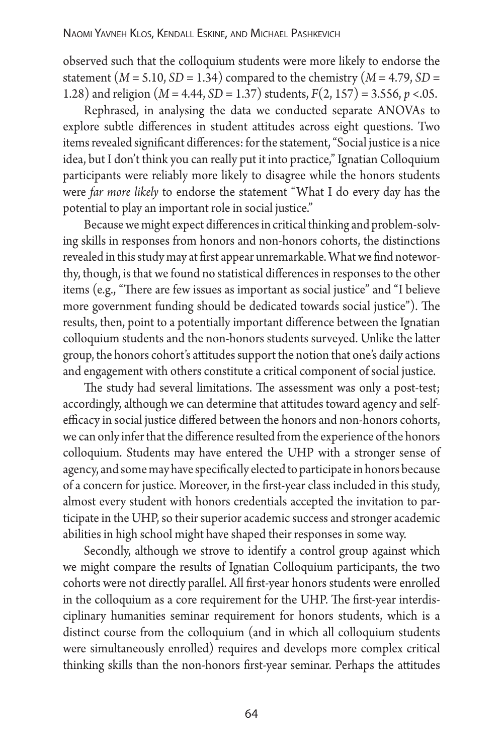observed such that the colloquium students were more likely to endorse the statement ($M = 5.10$, $SD = 1.34$) compared to the chemistry ($M = 4.79$, $SD = 1.28$) and religion ($M = 4.44$, $SD = 1.37$) students, $F(2, 157) = 3.556$, $p < .05$.

Rephrased, in analysing the data we conducted separate ANOVAs to explore subtle differences in student attitudes across eight questions. Two items revealed significant differences: for the statement, "Social justice is a nice idea, but I don't think you can really put it into practice," Ignatian Colloquium participants were reliably more likely to disagree while the honors students were *far more likely* to endorse the statement "What I do every day has the potential to play an important role in social justice."

Because we might expect differences in critical thinking and problem-solving skills in responses from honors and non-honors cohorts, the distinctions revealed in this study may at first appear unremarkable. What we find noteworthy, though, is that we found no statistical differences in responses to the other items (e.g., "There are few issues as important as social justice" and "I believe more government funding should be dedicated towards social justice"). The results, then, point to a potentially important difference between the Ignatian colloquium students and the non-honors students surveyed. Unlike the latter group, the honors cohort's attitudes support the notion that one's daily actions and engagement with others constitute a critical component of social justice.

The study had several limitations. The assessment was only a post-test; accordingly, although we can determine that attitudes toward agency and self-efficacy in social justice differed between the honors and non-honors cohorts, we can only infer that the difference resulted from the experience of the honors colloquium. Students may have entered the UHP with a stronger sense of agency, and some may have specifically elected to participate in honors because of a concern for justice. Moreover, in the first-year class included in this study, almost every student with honors credentials accepted the invitation to participate in the UHP, so their superior academic success and stronger academic abilities in high school might have shaped their responses in some way.

Secondly, although we strove to identify a control group against which we might compare the results of Ignatian Colloquium participants, the two cohorts were not directly parallel. All first-year honors students were enrolled in the colloquium as a core requirement for the UHP. The first-year interdisciplinary humanities seminar requirement for honors students, which is a distinct course from the colloquium (and in which all colloquium students were simultaneously enrolled) requires and develops more complex critical thinking skills than the non-honors first-year seminar. Perhaps the attitudes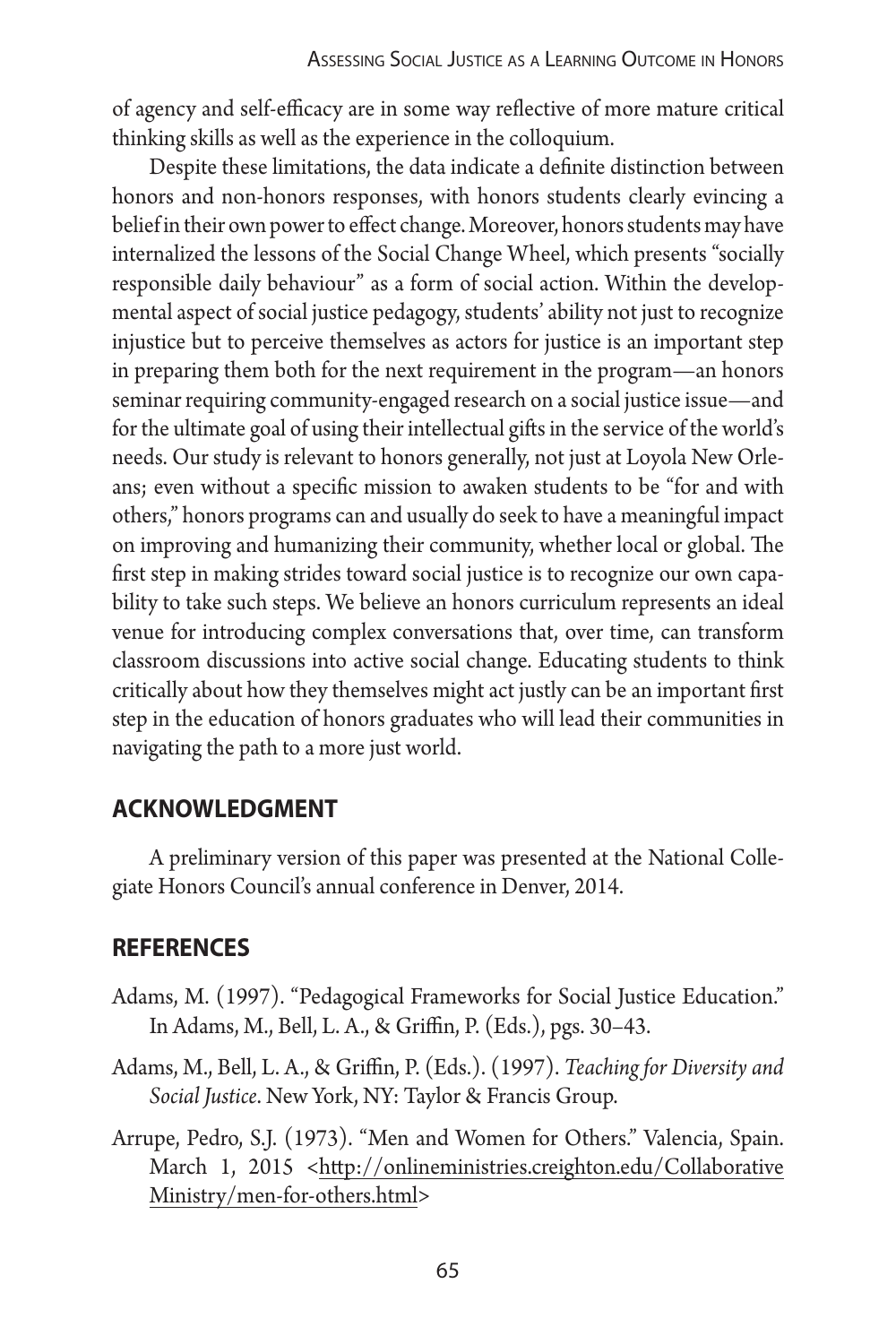of agency and self-efficacy are in some way reflective of more mature critical thinking skills as well as the experience in the colloquium.

Despite these limitations, the data indicate a definite distinction between honors and non-honors responses, with honors students clearly evincing a belief in their own power to effect change. Moreover, honors students may have internalized the lessons of the Social Change Wheel, which presents "socially responsible daily behaviour" as a form of social action. Within the developmental aspect of social justice pedagogy, students' ability not just to recognize injustice but to perceive themselves as actors for justice is an important step in preparing them both for the next requirement in the program—an honors seminar requiring community-engaged research on a social justice issue—and for the ultimate goal of using their intellectual gifts in the service of the world's needs. Our study is relevant to honors generally, not just at Loyola New Orleans; even without a specific mission to awaken students to be "for and with others," honors programs can and usually do seek to have a meaningful impact on improving and humanizing their community, whether local or global. The first step in making strides toward social justice is to recognize our own capability to take such steps. We believe an honors curriculum represents an ideal venue for introducing complex conversations that, over time, can transform classroom discussions into active social change. Educating students to think critically about how they themselves might act justly can be an important first step in the education of honors graduates who will lead their communities in navigating the path to a more just world.

## ACKNOWLEDGMENT

A preliminary version of this paper was presented at the National Collegiate Honors Council's annual conference in Denver, 2014.

## REFERENCES

Adams, M. (1997). "Pedagogical Frameworks for Social Justice Education." In Adams, M., Bell, L. A., & Griffin, P. (Eds.), pgs. 30–43.

Adams, M., Bell, L. A., & Griffin, P. (Eds.). (1997). *Teaching for Diversity and Social Justice*. New York, NY: Taylor & Francis Group.

Arrupe, Pedro, S.J. (1973). "Men and Women for Others." Valencia, Spain. March 1, 2015 <http://onlineministries.creighton.edu/CollaborativeMinistry/men-for-others.html>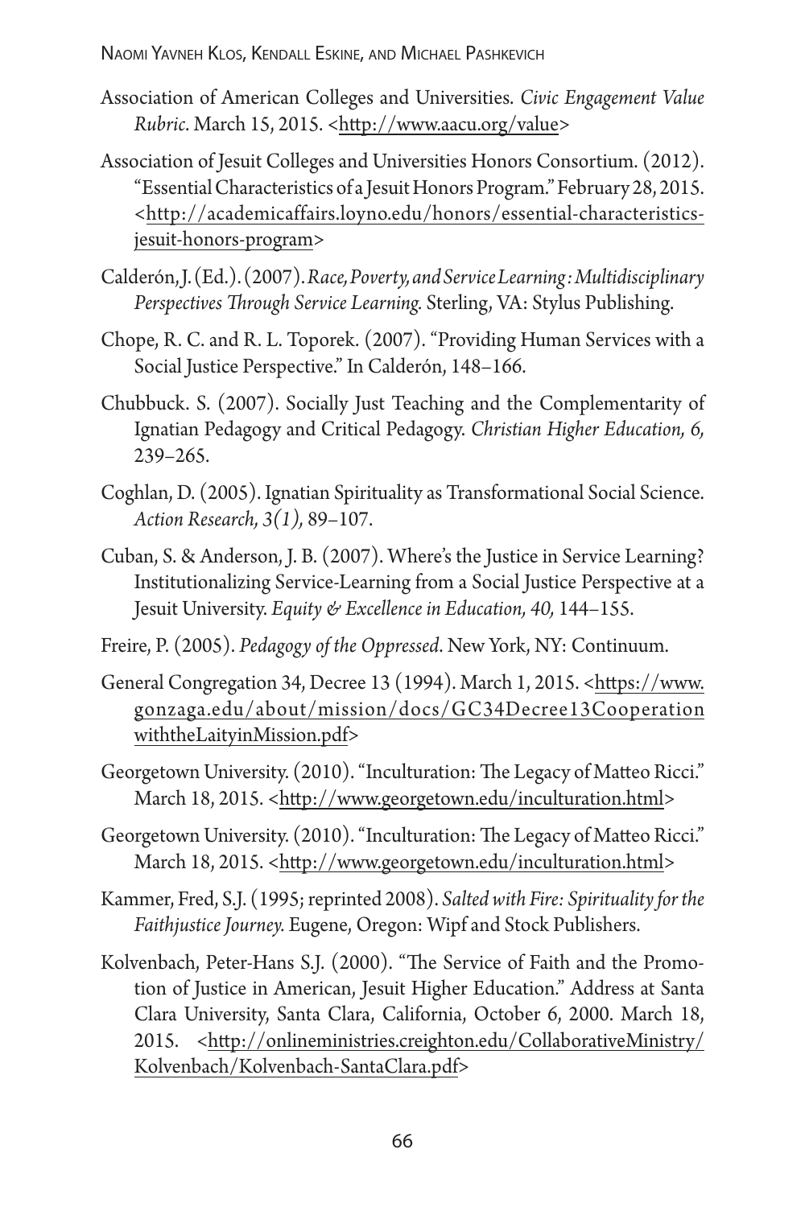Association of American Colleges and Universities. *Civic Engagement Value Rubric*. March 15, 2015. <http://www.aacu.org/value>

Association of Jesuit Colleges and Universities Honors Consortium. (2012). "Essential Characteristics of a Jesuit Honors Program." February 28, 2015. <http://academicaffairs.loyno.edu/honors/essential-characteristics-jesuit-honors-program>

Calderón, J. (Ed.). (2007). *Race, Poverty, and Service Learning: Multidisciplinary Perspectives Through Service Learning.* Sterling, VA: Stylus Publishing.

Chope, R. C. and R. L. Toporek. (2007). "Providing Human Services with a Social Justice Perspective." In Calderón, 148–166.

Chubbuck. S. (2007). Socially Just Teaching and the Complementarity of Ignatian Pedagogy and Critical Pedagogy. *Christian Higher Education, 6,* 239–265.

Coghlan, D. (2005). Ignatian Spirituality as Transformational Social Science. *Action Research, 3(1),* 89–107.

Cuban, S. & Anderson, J. B. (2007). Where's the Justice in Service Learning? Institutionalizing Service-Learning from a Social Justice Perspective at a Jesuit University. *Equity & Excellence in Education, 40,* 144–155.

Freire, P. (2005). *Pedagogy of the Oppressed*. New York, NY: Continuum.

General Congregation 34, Decree 13 (1994). March 1, 2015. <https://www.gonzaga.edu/about/mission/docs/GC34Decree13CooperationwiththeLaityinMission.pdf>

Georgetown University. (2010). "Inculturation: The Legacy of Matteo Ricci." March 18, 2015. <http://www.georgetown.edu/inculturation.html>

Georgetown University. (2010). "Inculturation: The Legacy of Matteo Ricci." March 18, 2015. <http://www.georgetown.edu/inculturation.html>

Kammer, Fred, S.J. (1995; reprinted 2008). *Salted with Fire: Spirituality for the Faithjustice Journey.* Eugene, Oregon: Wipf and Stock Publishers.

Kolvenbach, Peter-Hans S.J. (2000). "The Service of Faith and the Promotion of Justice in American, Jesuit Higher Education." Address at Santa Clara University, Santa Clara, California, October 6, 2000. March 18, 2015. <http://onlineministries.creighton.edu/CollaborativeMinistry/Kolvenbach/Kolvenbach-SantaClara.pdf>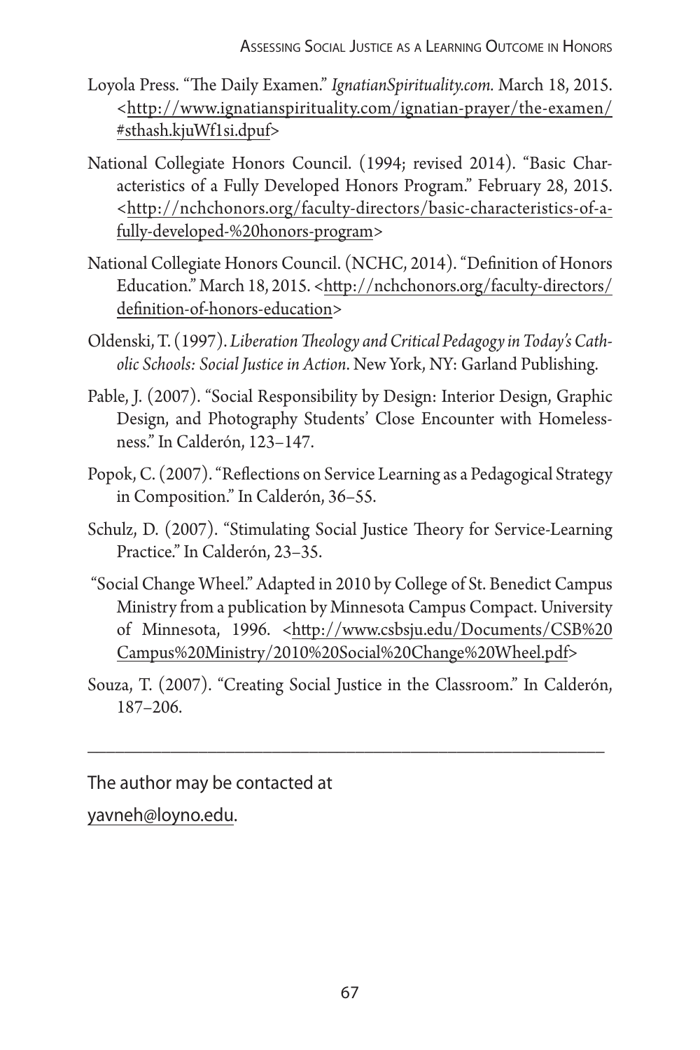Loyola Press. "The Daily Examen." *IgnatianSpirituality.com.* March 18, 2015. <http://www.ignatianspirituality.com/ignatian-prayer/the-examen/#sthash.kjuWf1si.dpuf>

National Collegiate Honors Council. (1994; revised 2014). "Basic Characteristics of a Fully Developed Honors Program." February 28, 2015. <http://nchchonors.org/faculty-directors/basic-characteristics-of-a-fully-developed-%20honors-program>

National Collegiate Honors Council. (NCHC, 2014). "Definition of Honors Education." March 18, 2015. <http://nchchonors.org/faculty-directors/definition-of-honors-education>

Oldenski, T. (1997). *Liberation Theology and Critical Pedagogy in Today's Catholic Schools: Social Justice in Action*. New York, NY: Garland Publishing.

Pable, J. (2007). "Social Responsibility by Design: Interior Design, Graphic Design, and Photography Students' Close Encounter with Homelessness." In Calderón, 123–147.

Popok, C. (2007). "Reflections on Service Learning as a Pedagogical Strategy in Composition." In Calderón, 36–55.

Schulz, D. (2007). "Stimulating Social Justice Theory for Service-Learning Practice." In Calderón, 23–35.

"Social Change Wheel." Adapted in 2010 by College of St. Benedict Campus Ministry from a publication by Minnesota Campus Compact. University of Minnesota, 1996. <http://www.csbsju.edu/Documents/CSB%20Campus%20Ministry/2010%20Social%20Change%20Wheel.pdf>

Souza, T. (2007). "Creating Social Justice in the Classroom." In Calderón, 187–206.

---

The author may be contacted at

yavneh@loyno.edu.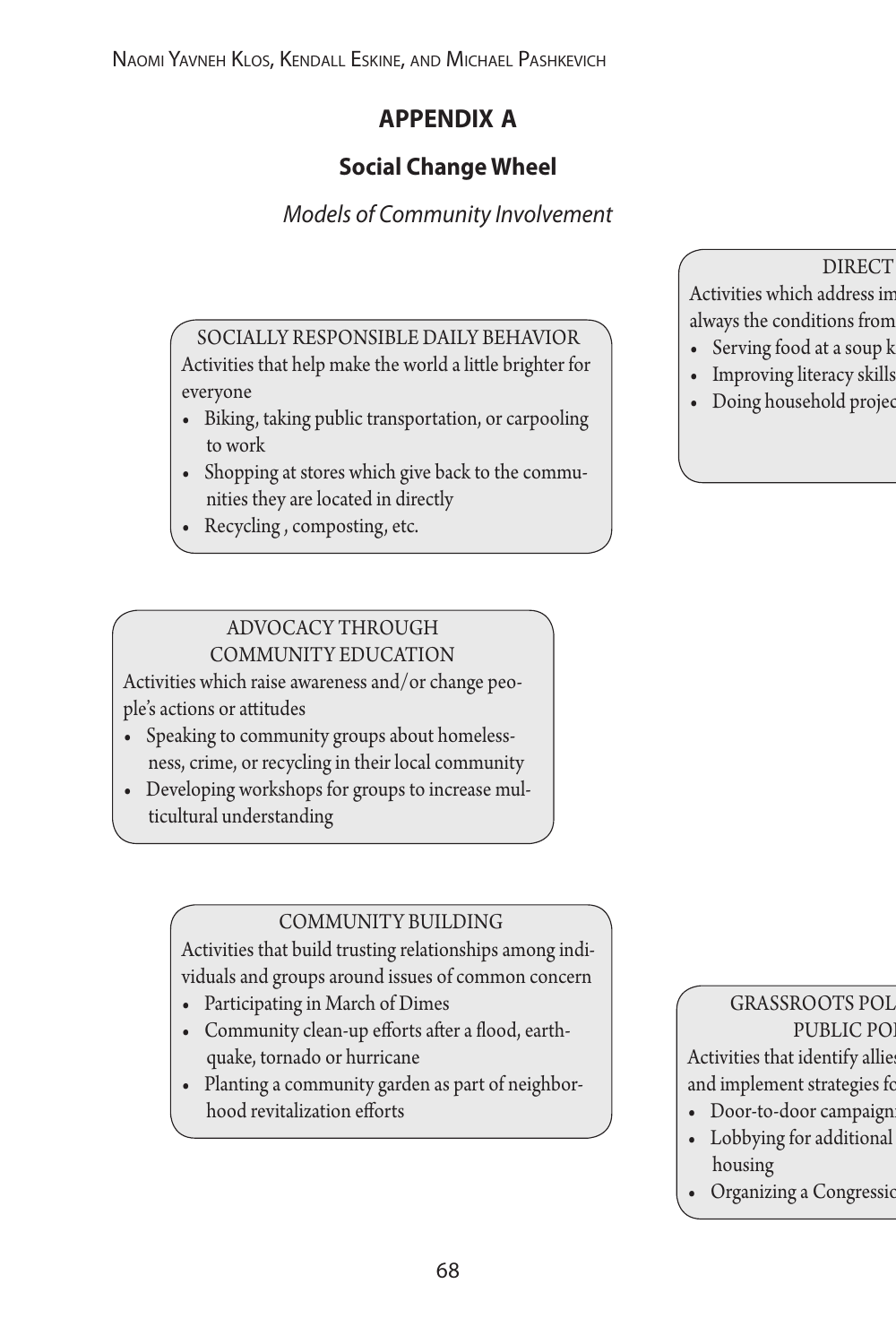# APPENDIX A

## Social Change Wheel

*Models of Community Involvement*

SOCIALLY RESPONSIBLE DAILY BEHAVIOR

Activities that help make the world a little brighter for everyone

- Biking, taking public transportation, or carpooling to work
- Shopping at stores which give back to the communities they are located in directly
- Recycling , composting, etc.

DIRECT

Activities which address im
always the conditions from

- Serving food at a soup k
- Improving literacy skills
- Doing household projec

ADVOCACY THROUGH COMMUNITY EDUCATION

Activities which raise awareness and/or change people's actions or attitudes

- Speaking to community groups about homelessness, crime, or recycling in their local community
- Developing workshops for groups to increase multicultural understanding

COMMUNITY BUILDING

Activities that build trusting relationships among individuals and groups around issues of common concern

- Participating in March of Dimes
- Community clean-up efforts after a flood, earthquake, tornado or hurricane
- Planting a community garden as part of neighborhood revitalization efforts

GRASSROOTS POL
PUBLIC POL

Activities that identify allies
and implement strategies fo

- Door-to-door campaign
- Lobbying for additional housing
- Organizing a Congressio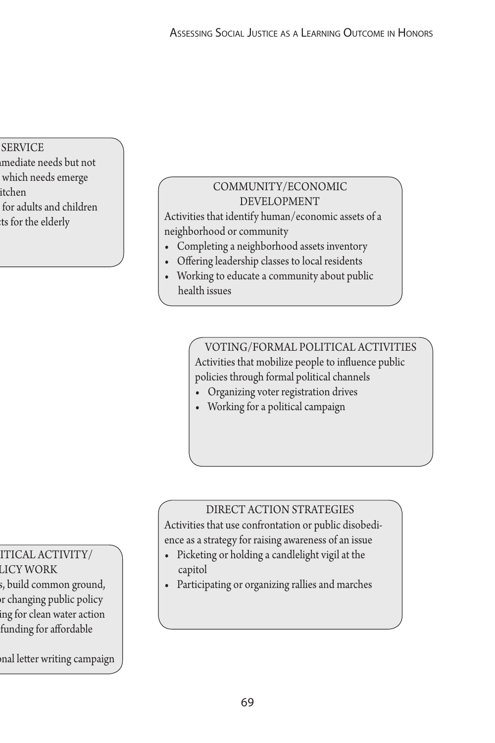SERVICE
mediate needs but not
which needs emerge
itchen
for adults and children
ts for the elderly

COMMUNITY/ECONOMIC DEVELOPMENT

Activities that identify human/economic assets of a neighborhood or community

- Completing a neighborhood assets inventory
- Offering leadership classes to local residents
- Working to educate a community about public health issues

VOTING/FORMAL POLITICAL ACTIVITIES

Activities that mobilize people to influence public policies through formal political channels

- Organizing voter registration drives
- Working for a political campaign

DIRECT ACTION STRATEGIES

Activities that use confrontation or public disobedience as a strategy for raising awareness of an issue

- Picketing or holding a candlelight vigil at the capitol
- Participating or organizing rallies and marches

ITICAL ACTIVITY/
LICY WORK
s, build common ground,
or changing public policy
ing for clean water action
funding for affordable

onal letter writing campaign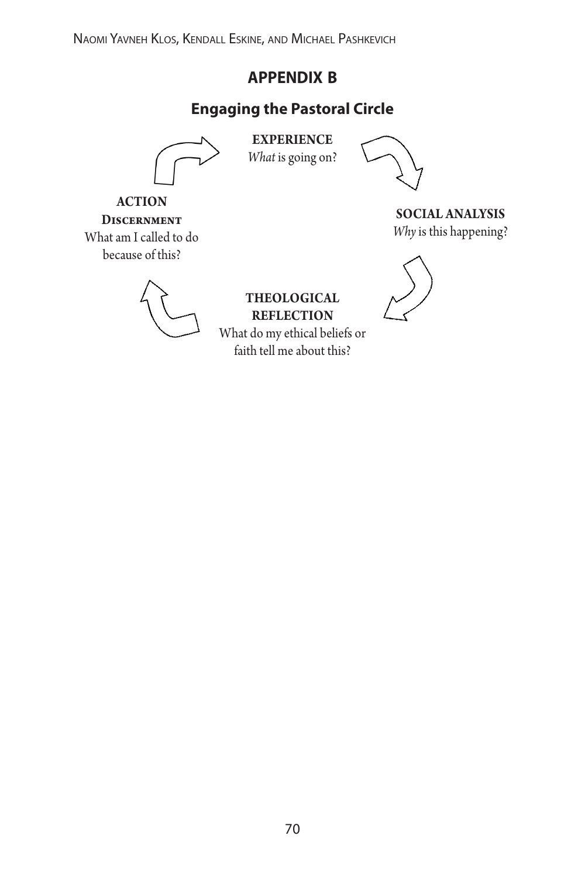# APPENDIX B

## Engaging the Pastoral Circle

**EXPERIENCE**
*What* is going on?

**SOCIAL ANALYSIS**
*Why* is this happening?

**THEOLOGICAL REFLECTION**
What do my ethical beliefs or faith tell me about this?

**ACTION**
**Discernment**
What am I called to do because of this?